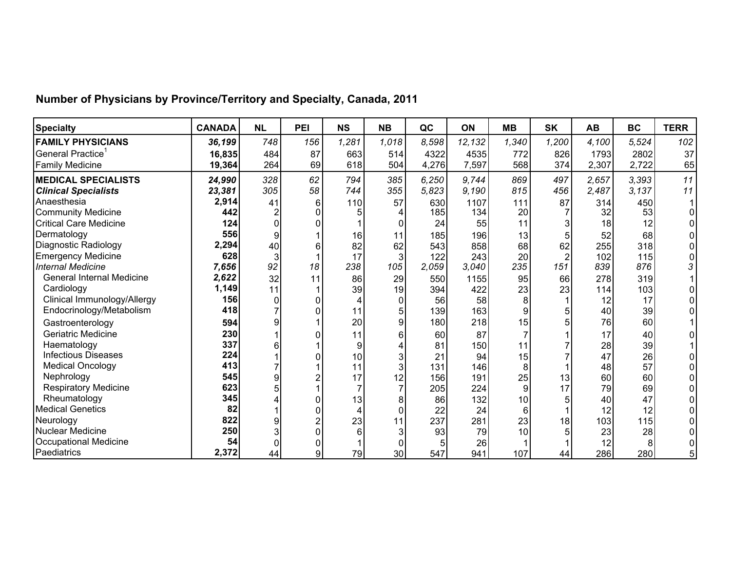## Number of Physicians by Province/Territory and Specialty, Canada, 2011

| Specialty | CANADA | NL | PEI | NS | NB | QC | ON | MB | SK | AB | BC | TERR |
|---|---|---|---|---|---|---|---|---|---|---|---|---|
| **FAMILY PHYSICIANS** | ***36,199*** | *748* | *156* | *1,281* | *1,018* | *8,598* | *12,132* | *1,340* | *1,200* | *4,100* | *5,524* | *102* |
| General Practice[1] | **16,835** | 484 | 87 | 663 | 514 | 4322 | 4535 | 772 | 826 | 1793 | 2802 | 37 |
| Family Medicine | **19,364** | 264 | 69 | 618 | 504 | 4,276 | 7,597 | 568 | 374 | 2,307 | 2,722 | 65 |
| **MEDICAL SPECIALISTS** | ***24,990*** | *328* | *62* | *794* | *385* | *6,250* | *9,744* | *869* | *497* | *2,657* | *3,393* | *11* |
| ***Clinical Specialists*** | ***23,381*** | *305* | *58* | *744* | *355* | *5,823* | *9,190* | *815* | *456* | *2,487* | *3,137* | *11* |
| Anaesthesia | **2,914** | 41 | 6 | 110 | 57 | 630 | 1107 | 111 | 87 | 314 | 450 | 1 |
| Community Medicine | **442** | 2 | 0 | 5 | 4 | 185 | 134 | 20 | 7 | 32 | 53 | 0 |
| Critical Care Medicine | **124** | 0 | 0 | 1 | 0 | 24 | 55 | 11 | 3 | 18 | 12 | 0 |
| Dermatology | **556** | 9 | 1 | 16 | 11 | 185 | 196 | 13 | 5 | 52 | 68 | 0 |
| Diagnostic Radiology | **2,294** | 40 | 6 | 82 | 62 | 543 | 858 | 68 | 62 | 255 | 318 | 0 |
| Emergency Medicine | **628** | 3 | 1 | 17 | 3 | 122 | 243 | 20 | 2 | 102 | 115 | 0 |
| *Internal Medicine* | ***7,656*** | *92* | *18* | *238* | *105* | *2,059* | *3,040* | *235* | *151* | *839* | *876* | *3* |
| General Internal Medicine | **2,622** | 32 | 11 | 86 | 29 | 550 | 1155 | 95 | 66 | 278 | 319 | 1 |
| Cardiology | **1,149** | 11 | 1 | 39 | 19 | 394 | 422 | 23 | 23 | 114 | 103 | 0 |
| Clinical Immunology/Allergy | **156** | 0 | 0 | 4 | 0 | 56 | 58 | 8 | 1 | 12 | 17 | 0 |
| Endocrinology/Metabolism | **418** | 7 | 0 | 11 | 5 | 139 | 163 | 9 | 5 | 40 | 39 | 0 |
| Gastroenterology | **594** | 9 | 1 | 20 | 9 | 180 | 218 | 15 | 5 | 76 | 60 | 1 |
| Geriatric Medicine | **230** | 1 | 0 | 11 | 6 | 60 | 87 | 7 | 1 | 17 | 40 | 0 |
| Haematology | **337** | 6 | 1 | 9 | 4 | 81 | 150 | 11 | 7 | 28 | 39 | 1 |
| Infectious Diseases | **224** | 1 | 0 | 10 | 3 | 21 | 94 | 15 | 7 | 47 | 26 | 0 |
| Medical Oncology | **413** | 7 | 1 | 11 | 3 | 131 | 146 | 8 | 1 | 48 | 57 | 0 |
| Nephrology | **545** | 9 | 2 | 17 | 12 | 156 | 191 | 25 | 13 | 60 | 60 | 0 |
| Respiratory Medicine | **623** | 5 | 1 | 7 | 7 | 205 | 224 | 9 | 17 | 79 | 69 | 0 |
| Rheumatology | **345** | 4 | 0 | 13 | 8 | 86 | 132 | 10 | 5 | 40 | 47 | 0 |
| Medical Genetics | **82** | 1 | 0 | 4 | 0 | 22 | 24 | 6 | 1 | 12 | 12 | 0 |
| Neurology | **822** | 9 | 2 | 23 | 11 | 237 | 281 | 23 | 18 | 103 | 115 | 0 |
| Nuclear Medicine | **250** | 3 | 0 | 6 | 3 | 93 | 79 | 10 | 5 | 23 | 28 | 0 |
| Occupational Medicine | **54** | 0 | 0 | 1 | 0 | 5 | 26 | 1 | 1 | 12 | 8 | 0 |
| Paediatrics | **2,372** | 44 | 9 | 79 | 30 | 547 | 941 | 107 | 44 | 286 | 280 | 5 |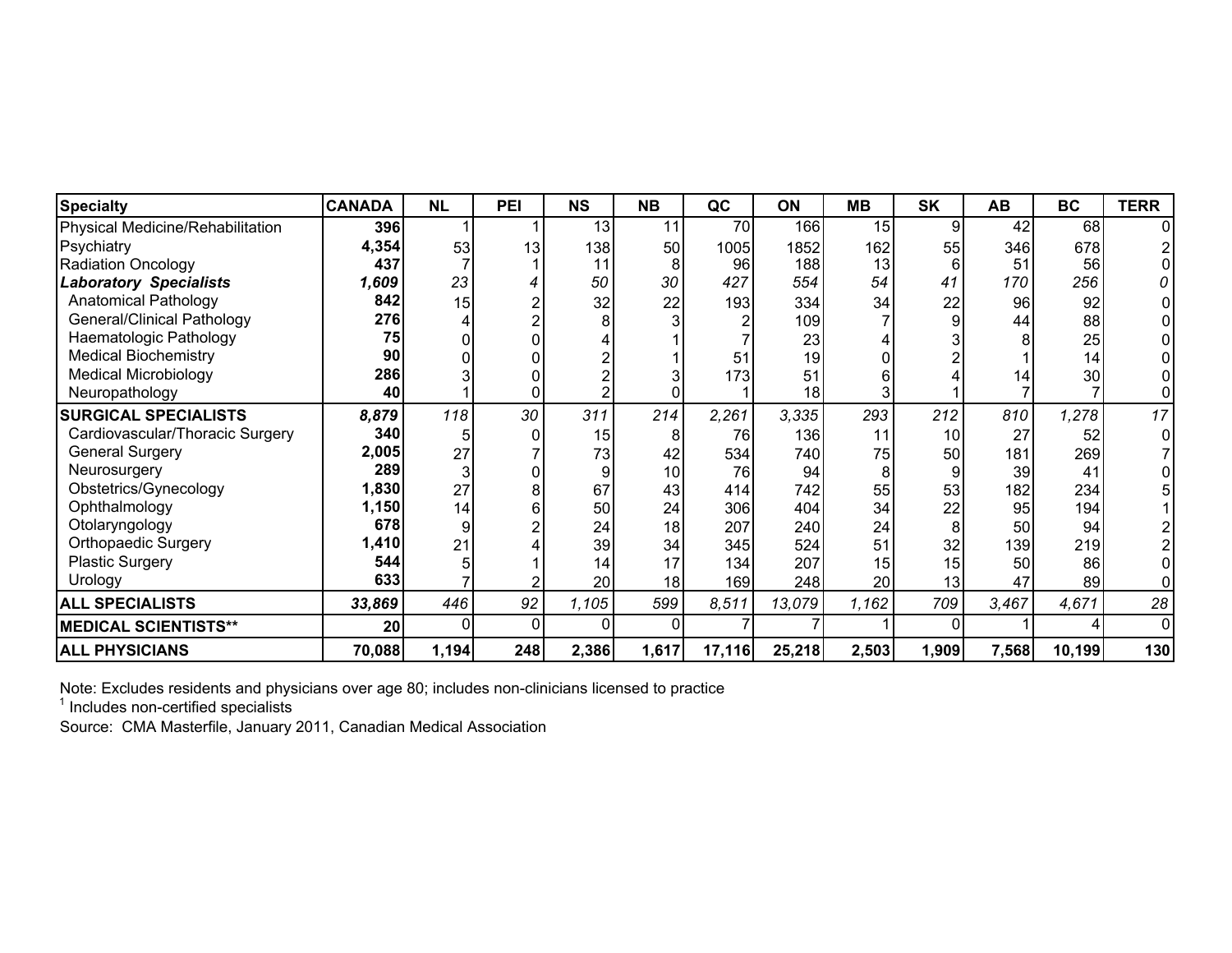| Specialty | CANADA | NL | PEI | NS | NB | QC | ON | MB | SK | AB | BC | TERR |
|---|---|---|---|---|---|---|---|---|---|---|---|---|
| Physical Medicine/Rehabilitation | **396** | 1 | 1 | 13 | 11 | 70 | 166 | 15 | 9 | 42 | 68 | 0 |
| Psychiatry | **4,354** | 53 | 13 | 138 | 50 | 1005 | 1852 | 162 | 55 | 346 | 678 | 2 |
| Radiation Oncology | **437** | 7 | 1 | 11 | 8 | 96 | 188 | 13 | 6 | 51 | 56 | 0 |
| ***Laboratory Specialists*** | ***1,609*** | *23* | *4* | *50* | *30* | *427* | *554* | *54* | *41* | *170* | *256* | *0* |
| Anatomical Pathology | **842** | 15 | 2 | 32 | 22 | 193 | 334 | 34 | 22 | 96 | 92 | 0 |
| General/Clinical Pathology | **276** | 4 | 2 | 8 | 3 | 2 | 109 | 7 | 9 | 44 | 88 | 0 |
| Haematologic Pathology | **75** | 0 | 0 | 4 | 1 | 7 | 23 | 4 | 3 | 8 | 25 | 0 |
| Medical Biochemistry | **90** | 0 | 0 | 2 | 1 | 51 | 19 | 0 | 2 | 1 | 14 | 0 |
| Medical Microbiology | **286** | 3 | 0 | 2 | 3 | 173 | 51 | 6 | 4 | 14 | 30 | 0 |
| Neuropathology | **40** | 1 | 0 | 2 | 0 | 1 | 18 | 3 | 1 | 7 | 7 | 0 |
| **SURGICAL SPECIALISTS** | ***8,879*** | *118* | *30* | *311* | *214* | *2,261* | *3,335* | *293* | *212* | *810* | *1,278* | *17* |
| Cardiovascular/Thoracic Surgery | **340** | 5 | 0 | 15 | 8 | 76 | 136 | 11 | 10 | 27 | 52 | 0 |
| General Surgery | **2,005** | 27 | 7 | 73 | 42 | 534 | 740 | 75 | 50 | 181 | 269 | 7 |
| Neurosurgery | **289** | 3 | 0 | 9 | 10 | 76 | 94 | 8 | 9 | 39 | 41 | 0 |
| Obstetrics/Gynecology | **1,830** | 27 | 8 | 67 | 43 | 414 | 742 | 55 | 53 | 182 | 234 | 5 |
| Ophthalmology | **1,150** | 14 | 6 | 50 | 24 | 306 | 404 | 34 | 22 | 95 | 194 | 1 |
| Otolaryngology | **678** | 9 | 2 | 24 | 18 | 207 | 240 | 24 | 8 | 50 | 94 | 2 |
| Orthopaedic Surgery | **1,410** | 21 | 4 | 39 | 34 | 345 | 524 | 51 | 32 | 139 | 219 | 2 |
| Plastic Surgery | **544** | 5 | 1 | 14 | 17 | 134 | 207 | 15 | 15 | 50 | 86 | 0 |
| Urology | **633** | 7 | 2 | 20 | 18 | 169 | 248 | 20 | 13 | 47 | 89 | 0 |
| **ALL SPECIALISTS** | ***33,869*** | *446* | *92* | *1,105* | *599* | *8,511* | *13,079* | *1,162* | *709* | *3,467* | *4,671* | *28* |
| **MEDICAL SCIENTISTS**** | **20** | 0 | 0 | 0 | 0 | 7 | 7 | 1 | 0 | 1 | 4 | 0 |
| **ALL PHYSICIANS** | **70,088** | **1,194** | **248** | **2,386** | **1,617** | **17,116** | **25,218** | **2,503** | **1,909** | **7,568** | **10,199** | **130** |

Note: Excludes residents and physicians over age 80; includes non-clinicians licensed to practice

[1] Includes non-certified specialists

Source: CMA Masterfile, January 2011, Canadian Medical Association